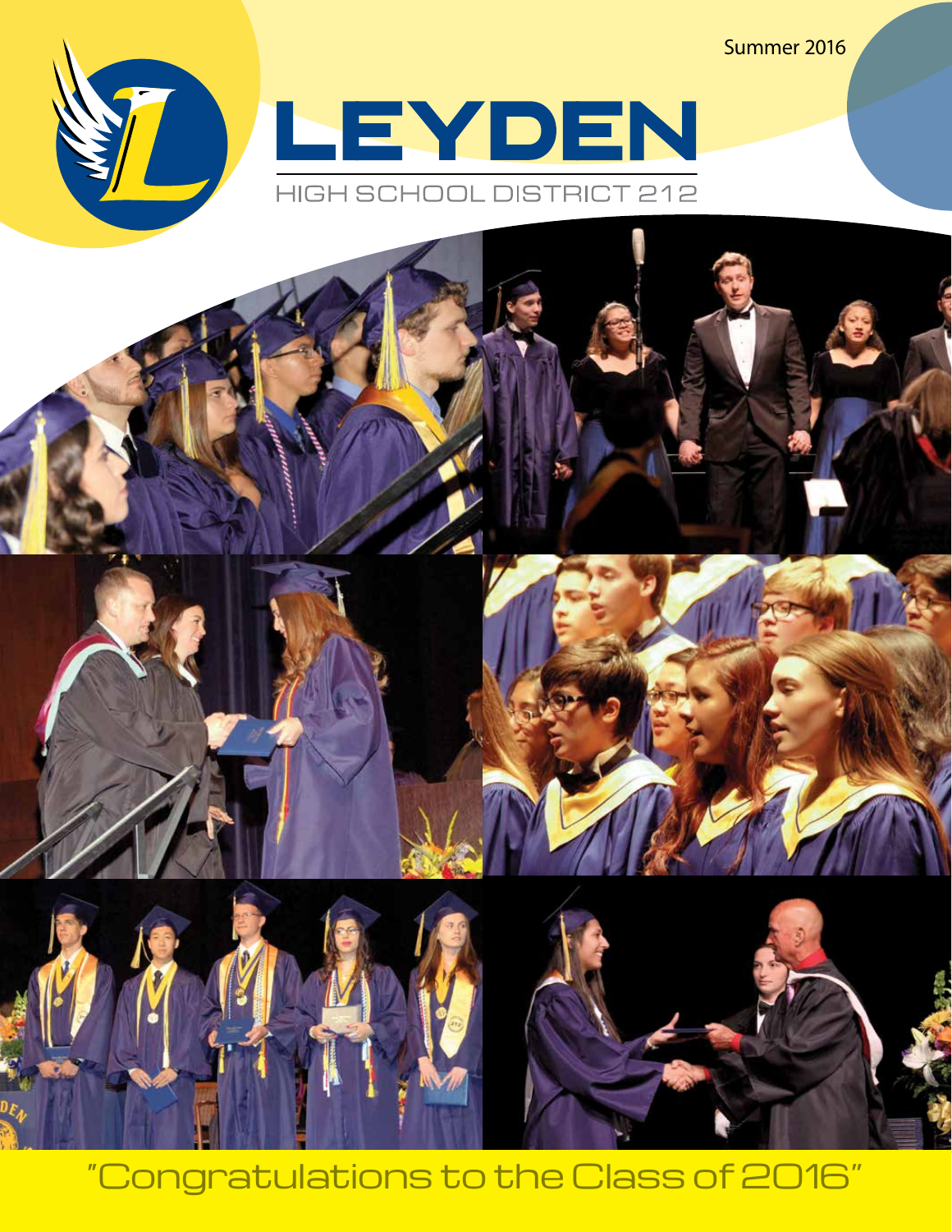Summer 2016

# LEYDEN

HIGH SCHOOL DISTRICT 212

"Congratulations to the Class of 2016"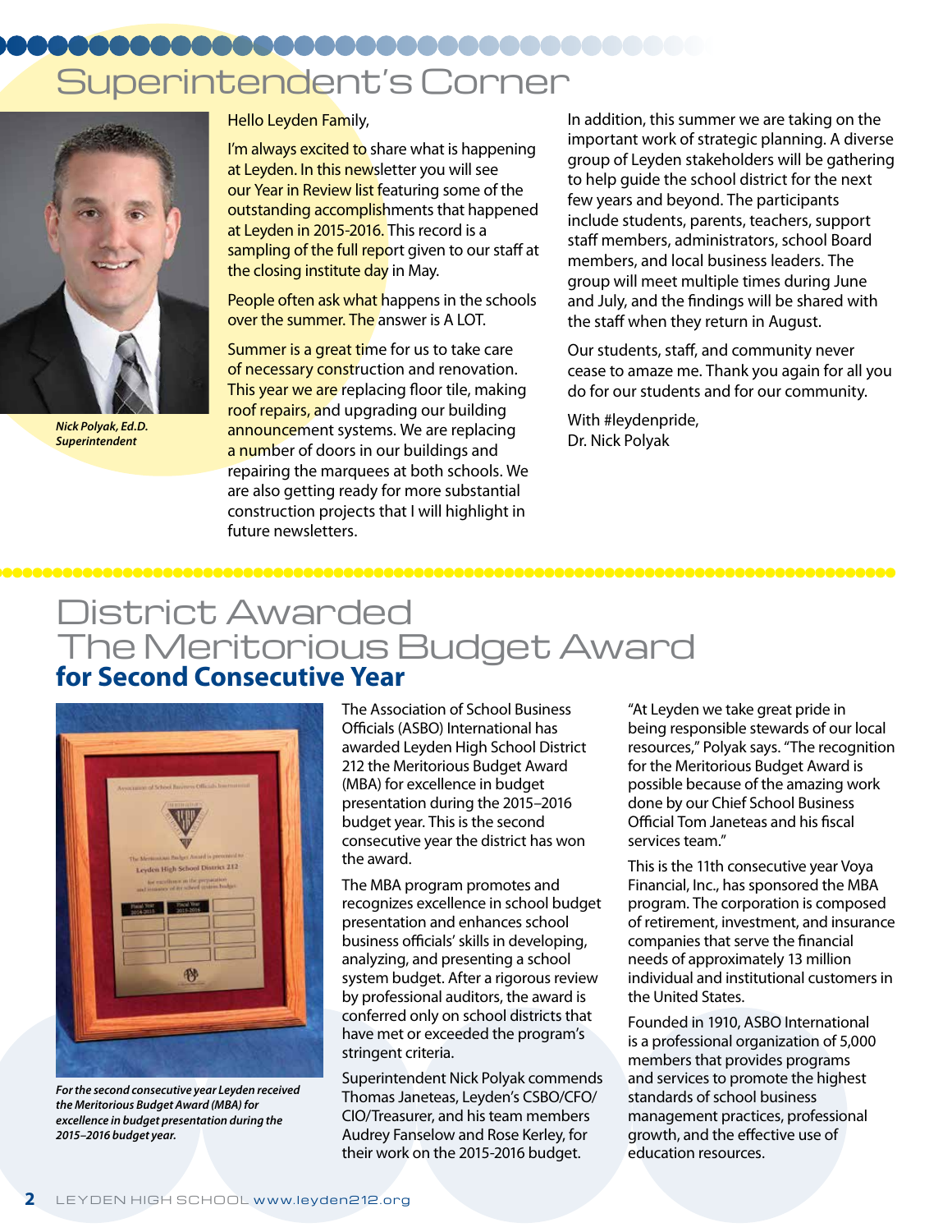# Superintendent's Corner

*Nick Polyak, Ed.D.*
*Superintendent*

Hello Leyden Family,

I'm always excited to share what is happening at Leyden. In this newsletter you will see our Year in Review list featuring some of the outstanding accomplishments that happened at Leyden in 2015-2016. This record is a sampling of the full report given to our staff at the closing institute day in May.

People often ask what happens in the schools over the summer. The answer is A LOT.

Summer is a great time for us to take care of necessary construction and renovation. This year we are replacing floor tile, making roof repairs, and upgrading our building announcement systems. We are replacing a number of doors in our buildings and repairing the marquees at both schools. We are also getting ready for more substantial construction projects that I will highlight in future newsletters.

In addition, this summer we are taking on the important work of strategic planning. A diverse group of Leyden stakeholders will be gathering to help guide the school district for the next few years and beyond. The participants include students, parents, teachers, support staff members, administrators, school Board members, and local business leaders. The group will meet multiple times during June and July, and the findings will be shared with the staff when they return in August.

Our students, staff, and community never cease to amaze me. Thank you again for all you do for our students and for our community.

With #leydenpride,
Dr. Nick Polyak

# District Awarded The Meritorious Budget Award

## for Second Consecutive Year

*For the second consecutive year Leyden received the Meritorious Budget Award (MBA) for excellence in budget presentation during the 2015–2016 budget year.*

The Association of School Business Officials (ASBO) International has awarded Leyden High School District 212 the Meritorious Budget Award (MBA) for excellence in budget presentation during the 2015–2016 budget year. This is the second consecutive year the district has won the award.

The MBA program promotes and recognizes excellence in school budget presentation and enhances school business officials' skills in developing, analyzing, and presenting a school system budget. After a rigorous review by professional auditors, the award is conferred only on school districts that have met or exceeded the program's stringent criteria.

Superintendent Nick Polyak commends Thomas Janeteas, Leyden's CSBO/CFO/CIO/Treasurer, and his team members Audrey Fanselow and Rose Kerley, for their work on the 2015-2016 budget.

"At Leyden we take great pride in being responsible stewards of our local resources," Polyak says. "The recognition for the Meritorious Budget Award is possible because of the amazing work done by our Chief School Business Official Tom Janeteas and his fiscal services team."

This is the 11th consecutive year Voya Financial, Inc., has sponsored the MBA program. The corporation is composed of retirement, investment, and insurance companies that serve the financial needs of approximately 13 million individual and institutional customers in the United States.

Founded in 1910, ASBO International is a professional organization of 5,000 members that provides programs and services to promote the highest standards of school business management practices, professional growth, and the effective use of education resources.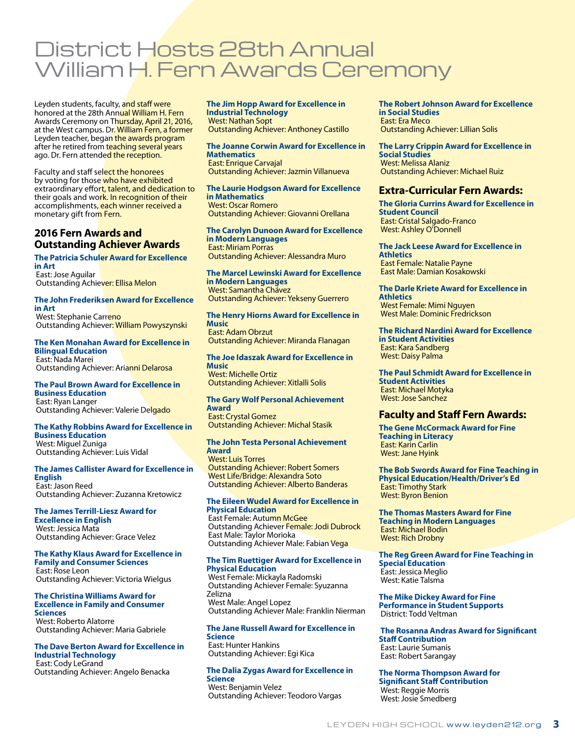# District Hosts 28th Annual William H. Fern Awards Ceremony

Leyden students, faculty, and staff were honored at the 28th Annual William H. Fern Awards Ceremony on Thursday, April 21, 2016, at the West campus. Dr. William Fern, a former Leyden teacher, began the awards program after he retired from teaching several years ago. Dr. Fern attended the reception.

Faculty and staff select the honorees by voting for those who have exhibited extraordinary effort, talent, and dedication to their goals and work. In recognition of their accomplishments, each winner received a monetary gift from Fern.

## 2016 Fern Awards and Outstanding Achiever Awards

**The Patricia Schuler Award for Excellence in Art**
East: Jose Aguilar
Outstanding Achiever: Ellisa Melon

**The John Frederiksen Award for Excellence in Art**
West: Stephanie Carreno
Outstanding Achiever: William Powyszynski

**The Ken Monahan Award for Excellence in Bilingual Education**
East: Nada Marei
Outstanding Achiever: Arianni Delarosa

**The Paul Brown Award for Excellence in Business Education**
East: Ryan Langer
Outstanding Achiever: Valerie Delgado

**The Kathy Robbins Award for Excellence in Business Education**
West: Miguel Zuniga
Outstanding Achiever: Luis Vidal

**The James Callister Award for Excellence in English**
East: Jason Reed
Outstanding Achiever: Zuzanna Kretowicz

**The James Terrill-Liesz Award for Excellence in English**
West: Jessica Mata
Outstanding Achiever: Grace Velez

**The Kathy Klaus Award for Excellence in Family and Consumer Sciences**
East: Rose Leon
Outstanding Achiever: Victoria Wielgus

**The Christina Williams Award for Excellence in Family and Consumer Sciences**
West: Roberto Alatorre
Outstanding Achiever: Maria Gabriele

**The Dave Berton Award for Excellence in Industrial Technology**
East: Cody LeGrand
Outstanding Achiever: Angelo Benacka

**The Jim Hopp Award for Excellence in Industrial Technology**
West: Nathan Sopt
Outstanding Achiever: Anthoney Castillo

**The Joanne Corwin Award for Excellence in Mathematics**
East: Enrique Carvajal
Outstanding Achiever: Jazmin Villanueva

**The Laurie Hodgson Award for Excellence in Mathematics**
West: Oscar Romero
Outstanding Achiever: Giovanni Orellana

**The Carolyn Dunoon Award for Excellence in Modern Languages**
East: Miriam Porras
Outstanding Achiever: Alessandra Muro

**The Marcel Lewinski Award for Excellence in Modern Languages**
West: Samantha Chávez
Outstanding Achiever: Yekseny Guerrero

**The Henry Hiorns Award for Excellence in Music**
East: Adam Obrzut
Outstanding Achiever: Miranda Flanagan

**The Joe Idaszak Award for Excellence in Music**
West: Michelle Ortiz
Outstanding Achiever: Xitlalli Solis

**The Gary Wolf Personal Achievement Award**
East: Crystal Gomez
Outstanding Achiever: Michal Stasik

**The John Testa Personal Achievement Award**
West: Luis Torres
Outstanding Achiever: Robert Somers
West Life/Bridge: Alexandra Soto
Outstanding Achiever: Alberto Banderas

**The Eileen Wudel Award for Excellence in Physical Education**
East Female: Autumn McGee
Outstanding Achiever Female: Jodi Dubrock
East Male: Taylor Morioka
Outstanding Achiever Male: Fabian Vega

**The Tim Ruettiger Award for Excellence in Physical Education**
West Female: Mickayla Radomski
Outstanding Achiever Female: Syuzanna Zelizna
West Male: Angel Lopez
Outstanding Achiever Male: Franklin Nierman

**The Jane Russell Award for Excellence in Science**
East: Hunter Hankins
Outstanding Achiever: Egi Kica

**The Dalia Zygas Award for Excellence in Science**
West: Benjamin Velez
Outstanding Achiever: Teodoro Vargas

**The Robert Johnson Award for Excellence in Social Studies**
East: Era Meco
Outstanding Achiever: Lillian Solis

**The Larry Crippin Award for Excellence in Social Studies**
West: Melissa Alaniz
Outstanding Achiever: Michael Ruiz

## Extra-Curricular Fern Awards:

**The Gloria Currins Award for Excellence in Student Council**
East: Cristal Salgado-Franco
West: Ashley O'Donnell

**The Jack Leese Award for Excellence in Athletics**
East Female: Natalie Payne
East Male: Damian Kosakowski

**The Darle Kriete Award for Excellence in Athletics**
West Female: Mimi Nguyen
West Male: Dominic Fredrickson

**The Richard Nardini Award for Excellence in Student Activities**
East: Kara Sandberg
West: Daisy Palma

**The Paul Schmidt Award for Excellence in Student Activities**
East: Michael Motyka
West: Jose Sanchez

## Faculty and Staff Fern Awards:

**The Gene McCormack Award for Fine Teaching in Literacy**
East: Karin Carlin
West: Jane Hyink

**The Bob Swords Award for Fine Teaching in Physical Education/Health/Driver's Ed**
East: Timothy Stark
West: Byron Benion

**The Thomas Masters Award for Fine Teaching in Modern Languages**
East: Michael Bodin
West: Rich Drobny

**The Reg Green Award for Fine Teaching in Special Education**
East: Jessica Meglio
West: Katie Talsma

**The Mike Dickey Award for Fine Performance in Student Supports**
District: Todd Veltman

**The Rosanna Andras Award for Significant Staff Contribution**
East: Laurie Sumanis
East: Robert Sarangay

**The Norma Thompson Award for Significant Staff Contribution**
West: Reggie Morris
West: Josie Smedberg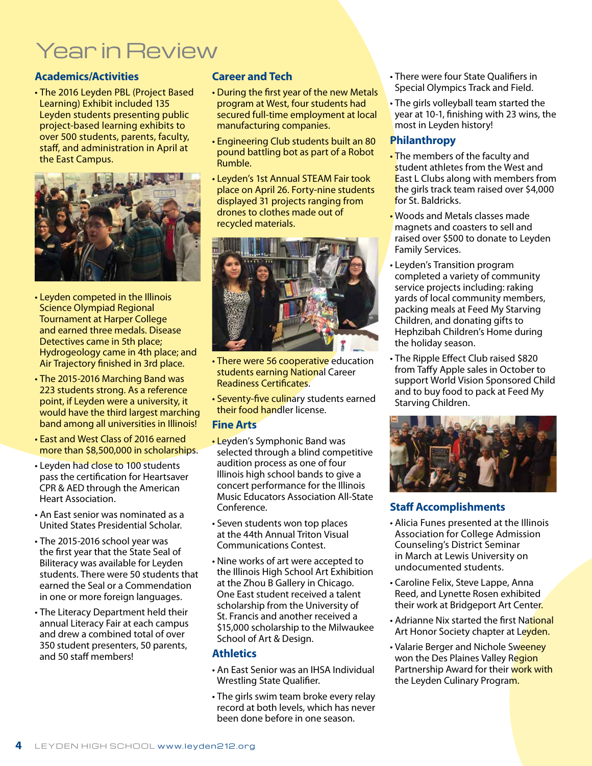# Year in Review

## Academics/Activities

- The 2016 Leyden PBL (Project Based Learning) Exhibit included 135 Leyden students presenting public project-based learning exhibits to over 500 students, parents, faculty, staff, and administration in April at the East Campus.
- Leyden competed in the Illinois Science Olympiad Regional Tournament at Harper College and earned three medals. Disease Detectives came in 5th place; Hydrogeology came in 4th place; and Air Trajectory finished in 3rd place.
- The 2015-2016 Marching Band was 223 students strong. As a reference point, if Leyden were a university, it would have the third largest marching band among all universities in Illinois!
- East and West Class of 2016 earned more than $8,500,000 in scholarships.
- Leyden had close to 100 students pass the certification for Heartsaver CPR & AED through the American Heart Association.
- An East senior was nominated as a United States Presidential Scholar.
- The 2015-2016 school year was the first year that the State Seal of Biliteracy was available for Leyden students. There were 50 students that earned the Seal or a Commendation in one or more foreign languages.
- The Literacy Department held their annual Literacy Fair at each campus and drew a combined total of over 350 student presenters, 50 parents, and 50 staff members!

## Career and Tech

- During the first year of the new Metals program at West, four students had secured full-time employment at local manufacturing companies.
- Engineering Club students built an 80 pound battling bot as part of a Robot Rumble.
- Leyden's 1st Annual STEAM Fair took place on April 26. Forty-nine students displayed 31 projects ranging from drones to clothes made out of recycled materials.
- There were 56 cooperative education students earning National Career Readiness Certificates.
- Seventy-five culinary students earned their food handler license.

## Fine Arts

- Leyden's Symphonic Band was selected through a blind competitive audition process as one of four Illinois high school bands to give a concert performance for the Illinois Music Educators Association All-State Conference.
- Seven students won top places at the 44th Annual Triton Visual Communications Contest.
- Nine works of art were accepted to the Illinois High School Art Exhibition at the Zhou B Gallery in Chicago. One East student received a talent scholarship from the University of St. Francis and another received a $15,000 scholarship to the Milwaukee School of Art & Design.

## Athletics

- An East Senior was an IHSA Individual Wrestling State Qualifier.
- The girls swim team broke every relay record at both levels, which has never been done before in one season.
- There were four State Qualifiers in Special Olympics Track and Field.
- The girls volleyball team started the year at 10-1, finishing with 23 wins, the most in Leyden history!

## Philanthropy

- The members of the faculty and student athletes from the West and East L Clubs along with members from the girls track team raised over $4,000 for St. Baldricks.
- Woods and Metals classes made magnets and coasters to sell and raised over $500 to donate to Leyden Family Services.
- Leyden's Transition program completed a variety of community service projects including: raking yards of local community members, packing meals at Feed My Starving Children, and donating gifts to Hephzibah Children's Home during the holiday season.
- The Ripple Effect Club raised $820 from Taffy Apple sales in October to support World Vision Sponsored Child and to buy food to pack at Feed My Starving Children.

## Staff Accomplishments

- Alicia Funes presented at the Illinois Association for College Admission Counseling's District Seminar in March at Lewis University on undocumented students.
- Caroline Felix, Steve Lappe, Anna Reed, and Lynette Rosen exhibited their work at Bridgeport Art Center.
- Adrianne Nix started the first National Art Honor Society chapter at Leyden.
- Valarie Berger and Nichole Sweeney won the Des Plaines Valley Region Partnership Award for their work with the Leyden Culinary Program.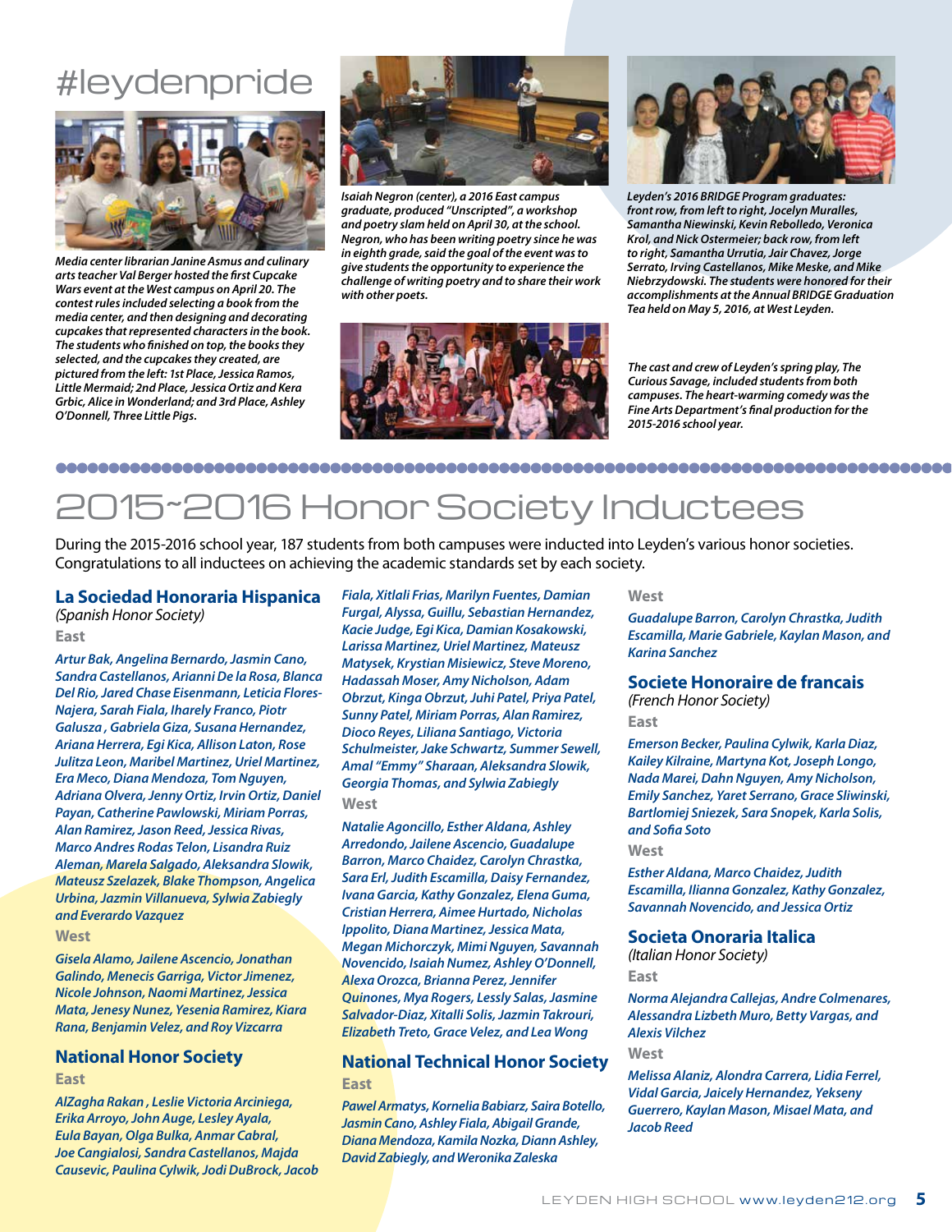# #leydenpride

*Media center librarian Janine Asmus and culinary arts teacher Val Berger hosted the first Cupcake Wars event at the West campus on April 20. The contest rules included selecting a book from the media center, and then designing and decorating cupcakes that represented characters in the book. The students who finished on top, the books they selected, and the cupcakes they created, are pictured from the left: 1st Place, Jessica Ramos, Little Mermaid; 2nd Place, Jessica Ortiz and Kera Grbic, Alice in Wonderland; and 3rd Place, Ashley O'Donnell, Three Little Pigs.*

*Isaiah Negron (center), a 2016 East campus graduate, produced "Unscripted", a workshop and poetry slam held on April 30, at the school. Negron, who has been writing poetry since he was in eighth grade, said the goal of the event was to give students the opportunity to experience the challenge of writing poetry and to share their work with other poets.*

*Leyden's 2016 BRIDGE Program graduates: front row, from left to right, Jocelyn Muralles, Samantha Niewinski, Kevin Rebolledo, Veronica Krol, and Nick Ostermeier; back row, from left to right, Samantha Urrutia, Jair Chavez, Jorge Serrato, Irving Castellanos, Mike Meske, and Mike Niebrzydowski. The students were honored for their accomplishments at the Annual BRIDGE Graduation Tea held on May 5, 2016, at West Leyden.*

*The cast and crew of Leyden's spring play, The Curious Savage, included students from both campuses. The heart-warming comedy was the Fine Arts Department's final production for the 2015-2016 school year.*

# 2015-2016 Honor Society Inductees

During the 2015-2016 school year, 187 students from both campuses were inducted into Leyden's various honor societies. Congratulations to all inductees on achieving the academic standards set by each society.

## La Sociedad Honoraria Hispanica

*(Spanish Honor Society)*

**East**

*Artur Bak, Angelina Bernardo, Jasmin Cano, Sandra Castellanos, Arianni De la Rosa, Blanca Del Rio, Jared Chase Eisenmann, Leticia Flores-Najera, Sarah Fiala, Iharely Franco, Piotr Galusza , Gabriela Giza, Susana Hernandez, Ariana Herrera, Egi Kica, Allison Laton, Rose Julitza Leon, Maribel Martinez, Uriel Martinez, Era Meco, Diana Mendoza, Tom Nguyen, Adriana Olvera, Jenny Ortiz, Irvin Ortiz, Daniel Payan, Catherine Pawlowski, Miriam Porras, Alan Ramirez, Jason Reed, Jessica Rivas, Marco Andres Rodas Telon, Lisandra Ruiz Aleman, Marela Salgado, Aleksandra Slowik, Mateusz Szelazek, Blake Thompson, Angelica Urbina, Jazmin Villanueva, Sylwia Zabiegly and Everardo Vazquez*

**West**

*Gisela Alamo, Jailene Ascencio, Jonathan Galindo, Menecis Garriga, Victor Jimenez, Nicole Johnson, Naomi Martinez, Jessica Mata, Jenesy Nunez, Yesenia Ramirez, Kiara Rana, Benjamin Velez, and Roy Vizcarra*

## National Honor Society

**East**

*AlZagha Rakan , Leslie Victoria Arciniega, Erika Arroyo, John Auge, Lesley Ayala, Eula Bayan, Olga Bulka, Anmar Cabral, Joe Cangialosi, Sandra Castellanos, Majda Causevic, Paulina Cylwik, Jodi DuBrock, Jacob Fiala, Xitlali Frias, Marilyn Fuentes, Damian Furgal, Alyssa, Guillu, Sebastian Hernandez, Kacie Judge, Egi Kica, Damian Kosakowski, Larissa Martinez, Uriel Martinez, Mateusz Matysek, Krystian Misiewicz, Steve Moreno, Hadassah Moser, Amy Nicholson, Adam Obrzut, Kinga Obrzut, Juhi Patel, Priya Patel, Sunny Patel, Miriam Porras, Alan Ramirez, Dioco Reyes, Liliana Santiago, Victoria Schulmeister, Jake Schwartz, Summer Sewell, Amal "Emmy" Sharaan, Aleksandra Slowik, Georgia Thomas, and Sylwia Zabiegly*

**West**

*Natalie Agoncillo, Esther Aldana, Ashley Arredondo, Jailene Ascencio, Guadalupe Barron, Marco Chaidez, Carolyn Chrastka, Sara Erl, Judith Escamilla, Daisy Fernandez, Ivana Garcia, Kathy Gonzalez, Elena Guma, Cristian Herrera, Aimee Hurtado, Nicholas Ippolito, Diana Martinez, Jessica Mata, Megan Michorczyk, Mimi Nguyen, Savannah Novencido, Isaiah Numez, Ashley O'Donnell, Alexa Orozca, Brianna Perez, Jennifer Quinones, Mya Rogers, Lessly Salas, Jasmine Salvador-Diaz, Xitalli Solis, Jazmin Takrouri, Elizabeth Treto, Grace Velez, and Lea Wong*

## National Technical Honor Society

**East**

*Pawel Armatys, Kornelia Babiarz, Saira Botello, Jasmin Cano, Ashley Fiala, Abigail Grande, Diana Mendoza, Kamila Nozka, Diann Ashley, David Zabiegly, and Weronika Zaleska*

**West**

*Guadalupe Barron, Carolyn Chrastka, Judith Escamilla, Marie Gabriele, Kaylan Mason, and Karina Sanchez*

## Societe Honoraire de francais

*(French Honor Society)*

**East**

*Emerson Becker, Paulina Cylwik, Karla Diaz, Kailey Kilraine, Martyna Kot, Joseph Longo, Nada Marei, Dahn Nguyen, Amy Nicholson, Emily Sanchez, Yaret Serrano, Grace Sliwinski, Bartlomiej Sniezek, Sara Snopek, Karla Solis, and Sofia Soto*

**West**

*Esther Aldana, Marco Chaidez, Judith Escamilla, Ilianna Gonzalez, Kathy Gonzalez, Savannah Novencido, and Jessica Ortiz*

## Societa Onoraria Italica

*(Italian Honor Society)*

**East**

*Norma Alejandra Callejas, Andre Colmenares, Alessandra Lizbeth Muro, Betty Vargas, and Alexis Vilchez*

**West**

*Melissa Alaniz, Alondra Carrera, Lidia Ferrel, Vidal Garcia, Jaicely Hernandez, Yekseny Guerrero, Kaylan Mason, Misael Mata, and Jacob Reed*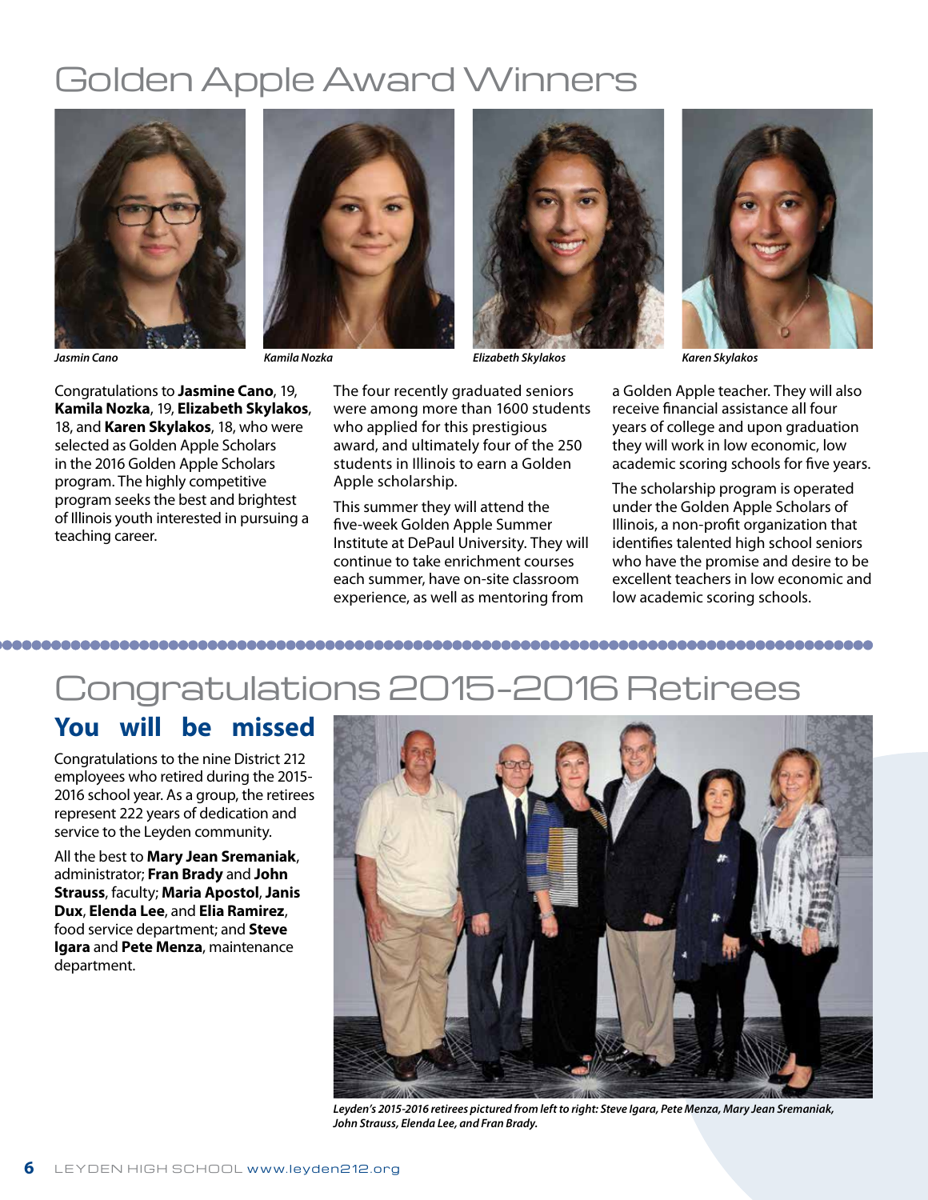# Golden Apple Award Winners

*Jasmin Cano*

*Kamila Nozka*

*Elizabeth Skylakos*

*Karen Skylakos*

Congratulations to **Jasmine Cano**, 19, **Kamila Nozka**, 19, **Elizabeth Skylakos**, 18, and **Karen Skylakos**, 18, who were selected as Golden Apple Scholars in the 2016 Golden Apple Scholars program. The highly competitive program seeks the best and brightest of Illinois youth interested in pursuing a teaching career.

The four recently graduated seniors were among more than 1600 students who applied for this prestigious award, and ultimately four of the 250 students in Illinois to earn a Golden Apple scholarship.

This summer they will attend the five-week Golden Apple Summer Institute at DePaul University. They will continue to take enrichment courses each summer, have on-site classroom experience, as well as mentoring from a Golden Apple teacher. They will also receive financial assistance all four years of college and upon graduation they will work in low economic, low academic scoring schools for five years.

The scholarship program is operated under the Golden Apple Scholars of Illinois, a non-profit organization that identifies talented high school seniors who have the promise and desire to be excellent teachers in low economic and low academic scoring schools.

# Congratulations 2015-2016 Retirees

## You will be missed

Congratulations to the nine District 212 employees who retired during the 2015-2016 school year. As a group, the retirees represent 222 years of dedication and service to the Leyden community.

All the best to **Mary Jean Sremaniak**, administrator; **Fran Brady** and **John Strauss**, faculty; **Maria Apostol**, **Janis Dux**, **Elenda Lee**, and **Elia Ramirez**, food service department; and **Steve Igara** and **Pete Menza**, maintenance department.

*Leyden's 2015-2016 retirees pictured from left to right: Steve Igara, Pete Menza, Mary Jean Sremaniak, John Strauss, Elenda Lee, and Fran Brady.*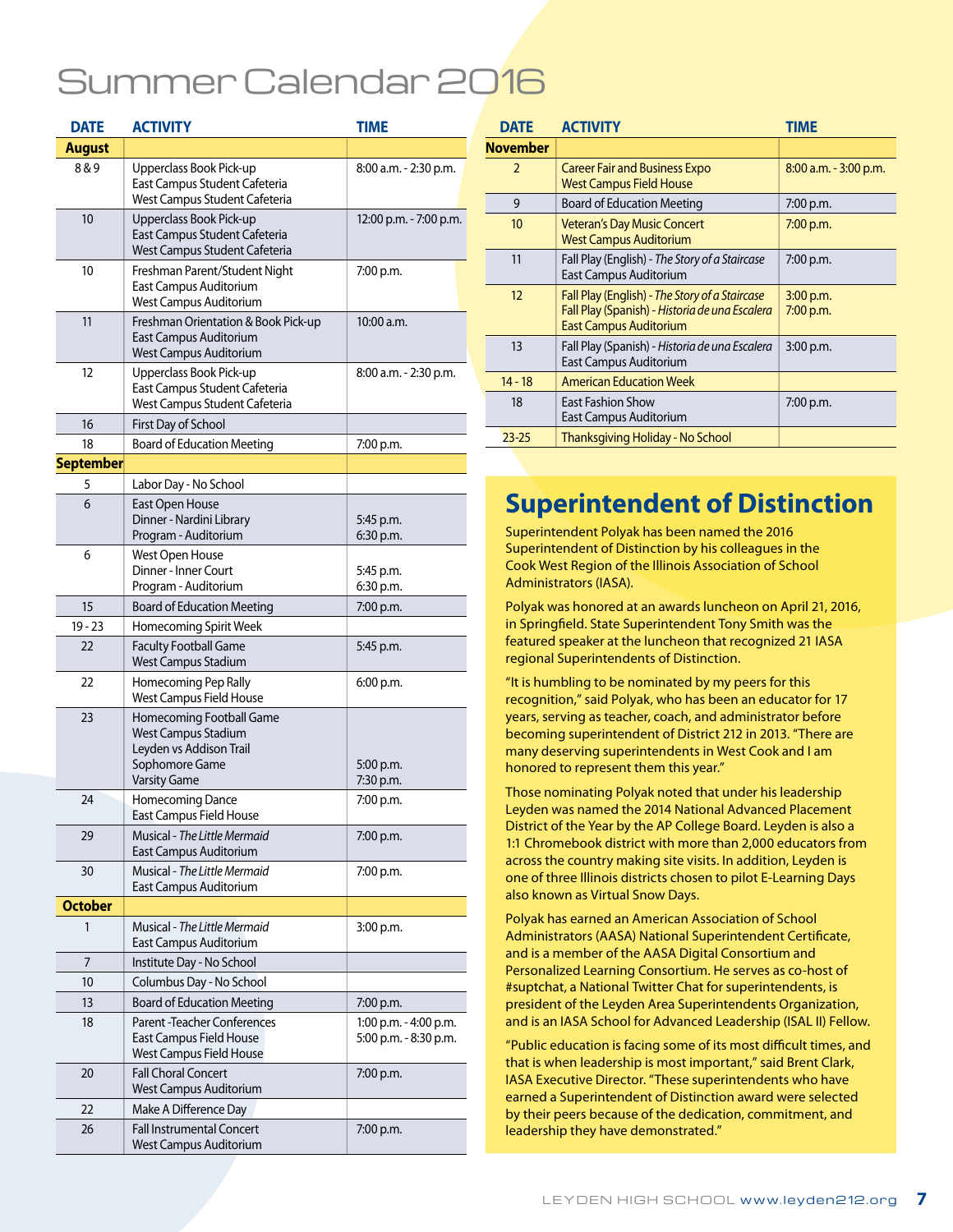# Summer Calendar 2016

| DATE | ACTIVITY | TIME |
|---|---|---|
| **August** | | |
| 8 & 9 | Upperclass Book Pick-up<br>East Campus Student Cafeteria<br>West Campus Student Cafeteria | 8:00 a.m. - 2:30 p.m. |
| 10 | Upperclass Book Pick-up<br>East Campus Student Cafeteria<br>West Campus Student Cafeteria | 12:00 p.m. - 7:00 p.m. |
| 10 | Freshman Parent/Student Night<br>East Campus Auditorium<br>West Campus Auditorium | 7:00 p.m. |
| 11 | Freshman Orientation & Book Pick-up<br>East Campus Auditorium<br>West Campus Auditorium | 10:00 a.m. |
| 12 | Upperclass Book Pick-up<br>East Campus Student Cafeteria<br>West Campus Student Cafeteria | 8:00 a.m. - 2:30 p.m. |
| 16 | First Day of School | |
| 18 | Board of Education Meeting | 7:00 p.m. |
| **September** | | |
| 5 | Labor Day - No School | |
| 6 | East Open House<br>Dinner - Nardini Library<br>Program - Auditorium | <br>5:45 p.m.<br>6:30 p.m. |
| 6 | West Open House<br>Dinner - Inner Court<br>Program - Auditorium | <br>5:45 p.m.<br>6:30 p.m. |
| 15 | Board of Education Meeting | 7:00 p.m. |
| 19 - 23 | Homecoming Spirit Week | |
| 22 | Faculty Football Game<br>West Campus Stadium | 5:45 p.m. |
| 22 | Homecoming Pep Rally<br>West Campus Field House | 6:00 p.m. |
| 23 | Homecoming Football Game<br>West Campus Stadium<br>Leyden vs Addison Trail<br>Sophomore Game<br>Varsity Game | <br><br><br>5:00 p.m.<br>7:30 p.m. |
| 24 | Homecoming Dance<br>East Campus Field House | 7:00 p.m. |
| 29 | Musical - *The Little Mermaid*<br>East Campus Auditorium | 7:00 p.m. |
| 30 | Musical - *The Little Mermaid*<br>East Campus Auditorium | 7:00 p.m. |
| **October** | | |
| 1 | Musical - *The Little Mermaid*<br>East Campus Auditorium | 3:00 p.m. |
| 7 | Institute Day - No School | |
| 10 | Columbus Day - No School | |
| 13 | Board of Education Meeting | 7:00 p.m. |
| 18 | Parent -Teacher Conferences<br>East Campus Field House<br>West Campus Field House | 1:00 p.m. - 4:00 p.m.<br>5:00 p.m. - 8:30 p.m. |
| 20 | Fall Choral Concert<br>West Campus Auditorium | 7:00 p.m. |
| 22 | Make A Difference Day | |
| 26 | Fall Instrumental Concert<br>West Campus Auditorium | 7:00 p.m. |
| **November** | | |
| 2 | Career Fair and Business Expo<br>West Campus Field House | 8:00 a.m. - 3:00 p.m. |
| 9 | Board of Education Meeting | 7:00 p.m. |
| 10 | Veteran's Day Music Concert<br>West Campus Auditorium | 7:00 p.m. |
| 11 | Fall Play (English) - *The Story of a Staircase*<br>East Campus Auditorium | 7:00 p.m. |
| 12 | Fall Play (English) - *The Story of a Staircase*<br>Fall Play (Spanish) - *Historia de una Escalera*<br>East Campus Auditorium | 3:00 p.m.<br>7:00 p.m. |
| 13 | Fall Play (Spanish) - *Historia de una Escalera*<br>East Campus Auditorium | 3:00 p.m. |
| 14 - 18 | American Education Week | |
| 18 | East Fashion Show<br>East Campus Auditorium | 7:00 p.m. |
| 23-25 | Thanksgiving Holiday - No School | |

## Superintendent of Distinction

Superintendent Polyak has been named the 2016 Superintendent of Distinction by his colleagues in the Cook West Region of the Illinois Association of School Administrators (IASA).

Polyak was honored at an awards luncheon on April 21, 2016, in Springfield. State Superintendent Tony Smith was the featured speaker at the luncheon that recognized 21 IASA regional Superintendents of Distinction.

"It is humbling to be nominated by my peers for this recognition," said Polyak, who has been an educator for 17 years, serving as teacher, coach, and administrator before becoming superintendent of District 212 in 2013. "There are many deserving superintendents in West Cook and I am honored to represent them this year."

Those nominating Polyak noted that under his leadership Leyden was named the 2014 National Advanced Placement District of the Year by the AP College Board. Leyden is also a 1:1 Chromebook district with more than 2,000 educators from across the country making site visits. In addition, Leyden is one of three Illinois districts chosen to pilot E-Learning Days also known as Virtual Snow Days.

Polyak has earned an American Association of School Administrators (AASA) National Superintendent Certificate, and is a member of the AASA Digital Consortium and Personalized Learning Consortium. He serves as co-host of #suptchat, a National Twitter Chat for superintendents, is president of the Leyden Area Superintendents Organization, and is an IASA School for Advanced Leadership (ISAL II) Fellow.

"Public education is facing some of its most difficult times, and that is when leadership is most important," said Brent Clark, IASA Executive Director. "These superintendents who have earned a Superintendent of Distinction award were selected by their peers because of the dedication, commitment, and leadership they have demonstrated."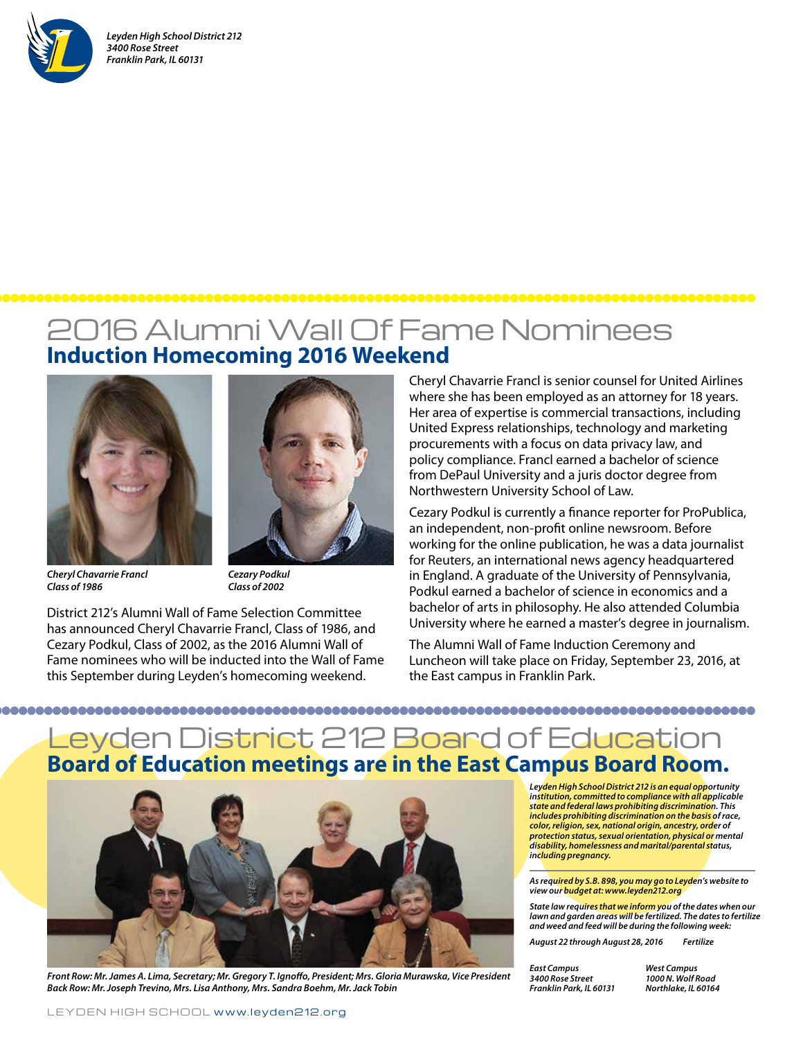*Leyden High School District 212*
*3400 Rose Street*
*Franklin Park, IL 60131*

# 2016 Alumni Wall Of Fame Nominees

## Induction Homecoming 2016 Weekend

*Cheryl Chavarrie Francl*
*Class of 1986*

*Cezary Podkul*
*Class of 2002*

District 212's Alumni Wall of Fame Selection Committee has announced Cheryl Chavarrie Francl, Class of 1986, and Cezary Podkul, Class of 2002, as the 2016 Alumni Wall of Fame nominees who will be inducted into the Wall of Fame this September during Leyden's homecoming weekend.

Cheryl Chavarrie Francl is senior counsel for United Airlines where she has been employed as an attorney for 18 years. Her area of expertise is commercial transactions, including United Express relationships, technology and marketing procurements with a focus on data privacy law, and policy compliance. Francl earned a bachelor of science from DePaul University and a juris doctor degree from Northwestern University School of Law.

Cezary Podkul is currently a finance reporter for ProPublica, an independent, non-profit online newsroom. Before working for the online publication, he was a data journalist for Reuters, an international news agency headquartered in England. A graduate of the University of Pennsylvania, Podkul earned a bachelor of science in economics and a bachelor of arts in philosophy. He also attended Columbia University where he earned a master's degree in journalism.

The Alumni Wall of Fame Induction Ceremony and Luncheon will take place on Friday, September 23, 2016, at the East campus in Franklin Park.

# Leyden District 212 Board of Education

## Board of Education meetings are in the East Campus Board Room.

*Front Row: Mr. James A. Lima, Secretary; Mr. Gregory T. Ignoffo, President; Mrs. Gloria Murawska, Vice President*
*Back Row: Mr. Joseph Trevino, Mrs. Lisa Anthony, Mrs. Sandra Boehm, Mr. Jack Tobin*

***Leyden High School District 212 is an equal opportunity institution, committed to compliance with all applicable state and federal laws prohibiting discrimination. This includes prohibiting discrimination on the basis of race, color, religion, sex, national origin, ancestry, order of protection status, sexual orientation, physical or mental disability, homelessness and marital/parental status, including pregnancy.***

*As required by S.B. 898, you may go to Leyden's website to view our budget at: www.leyden212.org*

*State law requires that we inform you of the dates when our lawn and garden areas will be fertilized. The dates to fertilize and weed and feed will be during the following week:*

*August 22 through August 28, 2016 Fertilize*

| | |
|---|---|
| *East Campus*<br>*3400 Rose Street*<br>*Franklin Park, IL 60131* | *West Campus*<br>*1000 N. Wolf Road*<br>*Northlake, IL 60164* |

LEYDEN HIGH SCHOOL www.leyden212.org